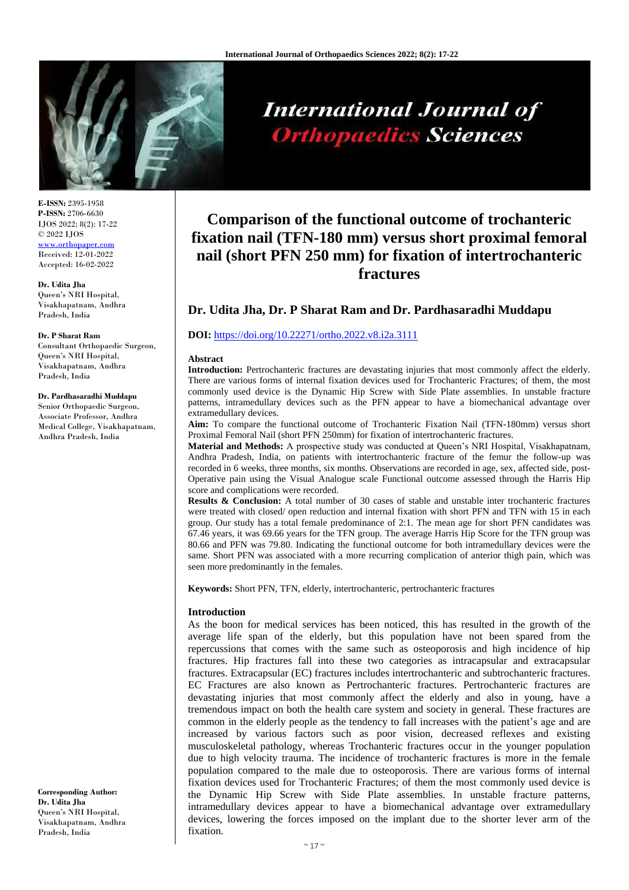# Comparison of the functional outcome of trochanteric fixation nail (TFN-180 mm) versus short proximal femoral nail (short PFN 250 mm) for fixation of intertrochanteric fractures

## Dr. Udita Jha, Dr. P Sharat Ram and Dr. Pardhasaradhi Muddapu

**DOI:** https://doi.org/10.22271/ortho.2022.v8.i2a.3111

**E-ISSN:** 2395-1958
**P-ISSN:** 2706-6630
IJOS 2022; 8(2): 17-22
© 2022 IJOS
www.orthopaper.com
Received: 12-01-2022
Accepted: 16-02-2022

**Dr. Udita Jha**
Queen's NRI Hospital, Visakhapatnam, Andhra Pradesh, India

**Dr. P Sharat Ram**
Consultant Orthopaedic Surgeon, Queen's NRI Hospital, Visakhapatnam, Andhra Pradesh, India

**Dr. Pardhasaradhi Muddapu**
Senior Orthopaedic Surgeon, Associate Professor, Andhra Medical College, Visakhapatnam, Andhra Pradesh, India

**Corresponding Author:**
**Dr. Udita Jha**
Queen's NRI Hospital, Visakhapatnam, Andhra Pradesh, India

### Abstract

**Introduction:** Pertrochanteric fractures are devastating injuries that most commonly affect the elderly. There are various forms of internal fixation devices used for Trochanteric Fractures; of them, the most commonly used device is the Dynamic Hip Screw with Side Plate assemblies. In unstable fracture patterns, intramedullary devices such as the PFN appear to have a biomechanical advantage over extramedullary devices.

**Aim:** To compare the functional outcome of Trochanteric Fixation Nail (TFN-180mm) versus short Proximal Femoral Nail (short PFN 250mm) for fixation of intertrochanteric fractures.

**Material and Methods:** A prospective study was conducted at Queen's NRI Hospital, Visakhapatnam, Andhra Pradesh, India, on patients with intertrochanteric fracture of the femur the follow-up was recorded in 6 weeks, three months, six months. Observations are recorded in age, sex, affected side, post-Operative pain using the Visual Analogue scale Functional outcome assessed through the Harris Hip score and complications were recorded.

**Results & Conclusion:** A total number of 30 cases of stable and unstable inter trochanteric fractures were treated with closed/ open reduction and internal fixation with short PFN and TFN with 15 in each group. Our study has a total female predominance of 2:1. The mean age for short PFN candidates was 67.46 years, it was 69.66 years for the TFN group. The average Harris Hip Score for the TFN group was 80.66 and PFN was 79.80. Indicating the functional outcome for both intramedullary devices were the same. Short PFN was associated with a more recurring complication of anterior thigh pain, which was seen more predominantly in the females.

**Keywords:** Short PFN, TFN, elderly, intertrochanteric, pertrochanteric fractures

### Introduction

As the boon for medical services has been noticed, this has resulted in the growth of the average life span of the elderly, but this population have not been spared from the repercussions that comes with the same such as osteoporosis and high incidence of hip fractures. Hip fractures fall into these two categories as intracapsular and extracapsular fractures. Extracapsular (EC) fractures includes intertrochanteric and subtrochanteric fractures. EC Fractures are also known as Pertrochanteric fractures. Pertrochanteric fractures are devastating injuries that most commonly affect the elderly and also in young, have a tremendous impact on both the health care system and society in general. These fractures are common in the elderly people as the tendency to fall increases with the patient's age and are increased by various factors such as poor vision, decreased reflexes and existing musculoskeletal pathology, whereas Trochanteric fractures occur in the younger population due to high velocity trauma. The incidence of trochanteric fractures is more in the female population compared to the male due to osteoporosis. There are various forms of internal fixation devices used for Trochanteric Fractures; of them the most commonly used device is the Dynamic Hip Screw with Side Plate assemblies. In unstable fracture patterns, intramedullary devices appear to have a biomechanical advantage over extramedullary devices, lowering the forces imposed on the implant due to the shorter lever arm of the fixation.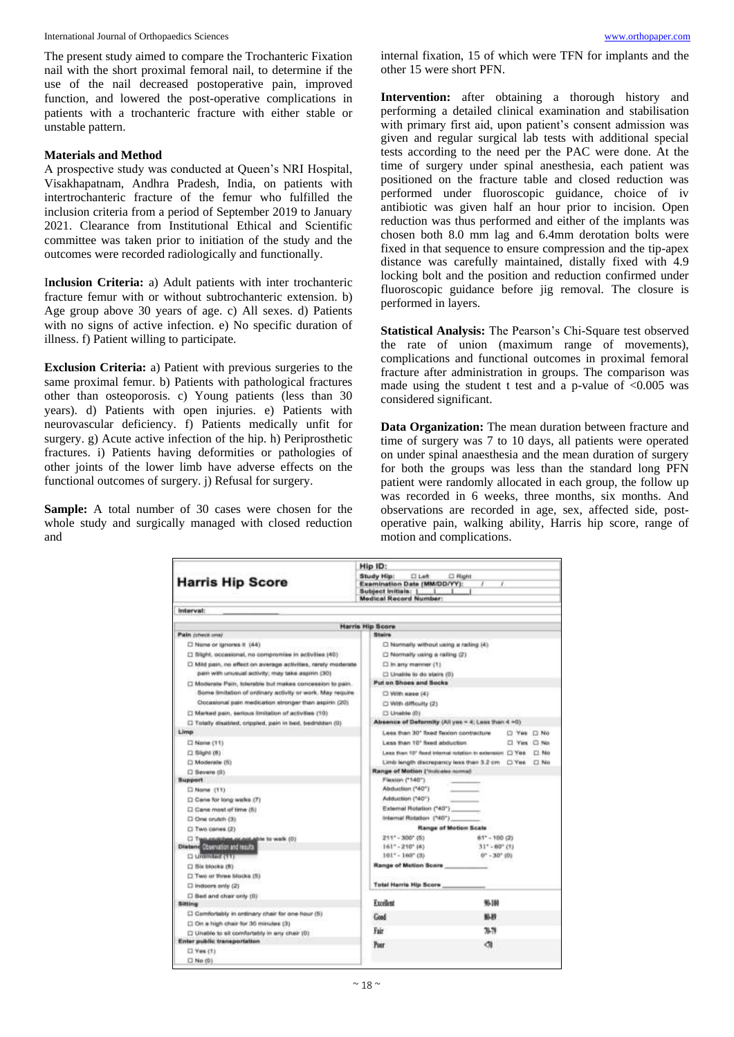The present study aimed to compare the Trochanteric Fixation nail with the short proximal femoral nail, to determine if the use of the nail decreased postoperative pain, improved function, and lowered the post-operative complications in patients with a trochanteric fracture with either stable or unstable pattern.

### Materials and Method

A prospective study was conducted at Queen's NRI Hospital, Visakhapatnam, Andhra Pradesh, India, on patients with intertrochanteric fracture of the femur who fulfilled the inclusion criteria from a period of September 2019 to January 2021. Clearance from Institutional Ethical and Scientific committee was taken prior to initiation of the study and the outcomes were recorded radiologically and functionally.

**Inclusion Criteria:** a) Adult patients with inter trochanteric fracture femur with or without subtrochanteric extension. b) Age group above 30 years of age. c) All sexes. d) Patients with no signs of active infection. e) No specific duration of illness. f) Patient willing to participate.

**Exclusion Criteria:** a) Patient with previous surgeries to the same proximal femur. b) Patients with pathological fractures other than osteoporosis. c) Young patients (less than 30 years). d) Patients with open injuries. e) Patients with neurovascular deficiency. f) Patients medically unfit for surgery. g) Acute active infection of the hip. h) Periprosthetic fractures. i) Patients having deformities or pathologies of other joints of the lower limb have adverse effects on the functional outcomes of surgery. j) Refusal for surgery.

**Sample:** A total number of 30 cases were chosen for the whole study and surgically managed with closed reduction and internal fixation, 15 of which were TFN for implants and the other 15 were short PFN.

**Intervention:** after obtaining a thorough history and performing a detailed clinical examination and stabilisation with primary first aid, upon patient's consent admission was given and regular surgical lab tests with additional special tests according to the need per the PAC were done. At the time of surgery under spinal anesthesia, each patient was positioned on the fracture table and closed reduction was performed under fluoroscopic guidance, choice of iv antibiotic was given half an hour prior to incision. Open reduction was thus performed and either of the implants was chosen both 8.0 mm lag and 6.4mm derotation bolts were fixed in that sequence to ensure compression and the tip-apex distance was carefully maintained, distally fixed with 4.9 locking bolt and the position and reduction confirmed under fluoroscopic guidance before jig removal. The closure is performed in layers.

**Statistical Analysis:** The Pearson's Chi-Square test observed the rate of union (maximum range of movements), complications and functional outcomes in proximal femoral fracture after administration in groups. The comparison was made using the student t test and a p-value of <0.005 was considered significant.

**Data Organization:** The mean duration between fracture and time of surgery was 7 to 10 days, all patients were operated on under spinal anaesthesia and the mean duration of surgery for both the groups was less than the standard long PFN patient were randomly allocated in each group, the follow up was recorded in 6 weeks, three months, six months. And observations are recorded in age, sex, affected side, post-operative pain, walking ability, Harris hip score, range of motion and complications.

## Harris Hip Score

Hip ID:
Study Hip: ☐ Left ☐ Right
Examination Date (MM/DD/YY): / /
Subject Initials:
Medical Record Number:

Interval:

**Harris Hip Score**

**Pain** (check one)
- ☐ None or ignores it (44)
- ☐ Slight, occasional, no compromise in activities (40)
- ☐ Mild pain, no effect on average activities, rarely moderate pain with unusual activity; may take aspirin (30)
- ☐ Moderate Pain, tolerable but makes concession to pain. Some limitation of ordinary activity or work. May require Occasional pain medication stronger than aspirin (20)
- ☐ Marked pain, serious limitation of activities (10)
- ☐ Totally disabled, crippled, pain in bed, bedridden (0)

**Limp**
- ☐ None (11)
- ☐ Slight (8)
- ☐ Moderate (5)
- ☐ Severe (0)

**Support**
- ☐ None (11)
- ☐ Cane for long walks (7)
- ☐ Cane most of time (5)
- ☐ One crutch (3)
- ☐ Two canes (2)
- ☐ Two crutches or not able to walk (0)

**Distance walked**
- ☐ Unlimited (11)
- ☐ Six blocks (8)
- ☐ Two or three blocks (5)
- ☐ Indoors only (2)
- ☐ Bed and chair only (0)

**Sitting**
- ☐ Comfortably in ordinary chair for one hour (5)
- ☐ On a high chair for 30 minutes (3)
- ☐ Unable to sit comfortably in any chair (0)

**Enter public transportation**
- ☐ Yes (1)
- ☐ No (0)

**Stairs**
- ☐ Normally without using a railing (4)
- ☐ Normally using a railing (2)
- ☐ In any manner (1)
- ☐ Unable to do stairs (0)

**Put on Shoes and Socks**
- ☐ With ease (4)
- ☐ With difficulty (2)
- ☐ Unable (0)

**Absence of Deformity** (All yes = 4; Less than 4 = 0)
- Less than 30° fixed flexion contracture ☐ Yes ☐ No
- Less than 10° fixed abduction ☐ Yes ☐ No
- Less than 10° fixed internal rotation in extension ☐ Yes ☐ No
- Limb length discrepancy less than 3.2 cm ☐ Yes ☐ No

**Range of Motion** (*indicates normal)
- Flexion (*140°) ______
- Abduction (*40°) ______
- Adduction (*40°) ______
- External Rotation (*40°) ______
- Internal Rotation (*40°) ______

**Range of Motion Scale**

| | |
|---|---|
| 211° - 300° (5) | 61° - 100 (2) |
| 161° - 210° (4) | 31° - 60° (1) |
| 101° - 160° (3) | 0° - 30° (0) |

Range of Motion Score ______

Total Harris Hip Score ______

| | |
|---|---|
| Excellent | 90-100 |
| Good | 80-89 |
| Fair | 70-79 |
| Poor | <70 |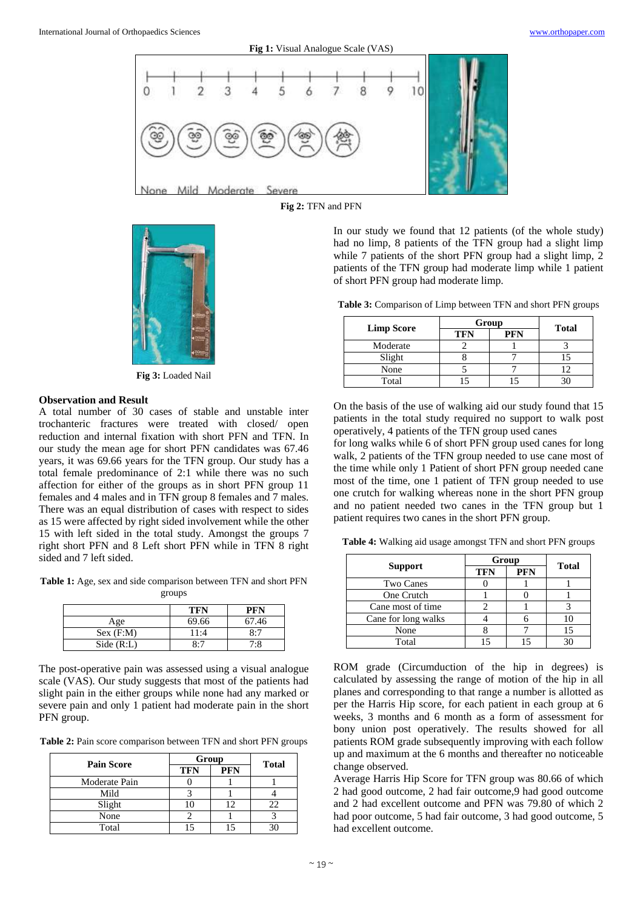**Fig 1:** Visual Analogue Scale (VAS)

**Fig 2:** TFN and PFN

**Fig 3:** Loaded Nail

### Observation and Result

A total number of 30 cases of stable and unstable inter trochanteric fractures were treated with closed/ open reduction and internal fixation with short PFN and TFN. In our study the mean age for short PFN candidates was 67.46 years, it was 69.66 years for the TFN group. Our study has a total female predominance of 2:1 while there was no such affection for either of the groups as in short PFN group 11 females and 4 males and in TFN group 8 females and 7 males. There was an equal distribution of cases with respect to sides as 15 were affected by right sided involvement while the other 15 with left sided in the total study. Amongst the groups 7 right short PFN and 8 Left short PFN while in TFN 8 right sided and 7 left sided.

**Table 1:** Age, sex and side comparison between TFN and short PFN groups

| | TFN | PFN |
|---|---|---|
| Age | 69.66 | 67.46 |
| Sex (F:M) | 11:4 | 8:7 |
| Side (R:L) | 8:7 | 7:8 |

The post-operative pain was assessed using a visual analogue scale (VAS). Our study suggests that most of the patients had slight pain in the either groups while none had any marked or severe pain and only 1 patient had moderate pain in the short PFN group.

**Table 2:** Pain score comparison between TFN and short PFN groups

| Pain Score | Group | | Total |
|---|---|---|---|
| | TFN | PFN | |
| Moderate Pain | 0 | 1 | 1 |
| Mild | 3 | 1 | 4 |
| Slight | 10 | 12 | 22 |
| None | 2 | 1 | 3 |
| Total | 15 | 15 | 30 |

In our study we found that 12 patients (of the whole study) had no limp, 8 patients of the TFN group had a slight limp while 7 patients of the short PFN group had a slight limp, 2 patients of the TFN group had moderate limp while 1 patient of short PFN group had moderate limp.

**Table 3:** Comparison of Limp between TFN and short PFN groups

| Limp Score | Group | | Total |
|---|---|---|---|
| | TFN | PFN | |
| Moderate | 2 | 1 | 3 |
| Slight | 8 | 7 | 15 |
| None | 5 | 7 | 12 |
| Total | 15 | 15 | 30 |

On the basis of the use of walking aid our study found that 15 patients in the total study required no support to walk post operatively, 4 patients of the TFN group used canes for long walks while 6 of short PFN group used canes for long walk, 2 patients of the TFN group needed to use cane most of the time while only 1 Patient of short PFN group needed cane most of the time, one 1 patient of TFN group needed to use one crutch for walking whereas none in the short PFN group and no patient needed two canes in the TFN group but 1 patient requires two canes in the short PFN group.

**Table 4:** Walking aid usage amongst TFN and short PFN groups

| Support | Group | | Total |
|---|---|---|---|
| | TFN | PFN | |
| Two Canes | 0 | 1 | 1 |
| One Crutch | 1 | 0 | 1 |
| Cane most of time | 2 | 1 | 3 |
| Cane for long walks | 4 | 6 | 10 |
| None | 8 | 7 | 15 |
| Total | 15 | 15 | 30 |

ROM grade (Circumduction of the hip in degrees) is calculated by assessing the range of motion of the hip in all planes and corresponding to that range a number is allotted as per the Harris Hip score, for each patient in each group at 6 weeks, 3 months and 6 month as a form of assessment for bony union post operatively. The results showed for all patients ROM grade subsequently improving with each follow up and maximum at the 6 months and thereafter no noticeable change observed.

Average Harris Hip Score for TFN group was 80.66 of which 2 had good outcome, 2 had fair outcome,9 had good outcome and 2 had excellent outcome and PFN was 79.80 of which 2 had poor outcome, 5 had fair outcome, 3 had good outcome, 5 had excellent outcome.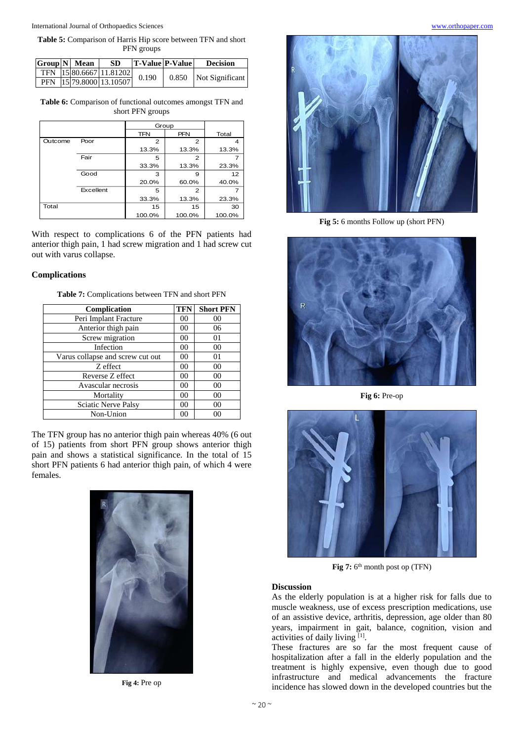**Table 5:** Comparison of Harris Hip score between TFN and short PFN groups

| Group | N | Mean | SD | T-Value | P-Value | Decision |
|---|---|---|---|---|---|---|
| TFN | 15 | 80.6667 | 11.81202 | 0.190 | 0.850 | Not Significant |
| PFN | 15 | 79.8000 | 13.10507 | | | |

**Table 6:** Comparison of functional outcomes amongst TFN and short PFN groups

| | | Group | | Total |
|---|---|---|---|---|
| | | TFN | PFN | |
| Outcome | Poor | 2 | 2 | 4 |
| | | 13.3% | 13.3% | 13.3% |
| | Fair | 5 | 2 | 7 |
| | | 33.3% | 13.3% | 23.3% |
| | Good | 3 | 9 | 12 |
| | | 20.0% | 60.0% | 40.0% |
| | Excellent | 5 | 2 | 7 |
| | | 33.3% | 13.3% | 23.3% |
| Total | | 15 | 15 | 30 |
| | | 100.0% | 100.0% | 100.0% |

With respect to complications 6 of the PFN patients had anterior thigh pain, 1 had screw migration and 1 had screw cut out with varus collapse.

## Complications

**Table 7:** Complications between TFN and short PFN

| Complication | TFN | Short PFN |
|---|---|---|
| Peri Implant Fracture | 00 | 00 |
| Anterior thigh pain | 00 | 06 |
| Screw migration | 00 | 01 |
| Infection | 00 | 00 |
| Varus collapse and screw cut out | 00 | 01 |
| Z effect | 00 | 00 |
| Reverse Z effect | 00 | 00 |
| Avascular necrosis | 00 | 00 |
| Mortality | 00 | 00 |
| Sciatic Nerve Palsy | 00 | 00 |
| Non-Union | 00 | 00 |

The TFN group has no anterior thigh pain whereas 40% (6 out of 15) patients from short PFN group shows anterior thigh pain and shows a statistical significance. In the total of 15 short PFN patients 6 had anterior thigh pain, of which 4 were females.

**Fig 4:** Pre op

**Fig 5:** 6 months Follow up (short PFN)

**Fig 6:** Pre-op

**Fig 7:** 6th month post op (TFN)

## Discussion

As the elderly population is at a higher risk for falls due to muscle weakness, use of excess prescription medications, use of an assistive device, arthritis, depression, age older than 80 years, impairment in gait, balance, cognition, vision and activities of daily living [1].

These fractures are so far the most frequent cause of hospitalization after a fall in the elderly population and the treatment is highly expensive, even though due to good infrastructure and medical advancements the fracture incidence has slowed down in the developed countries but the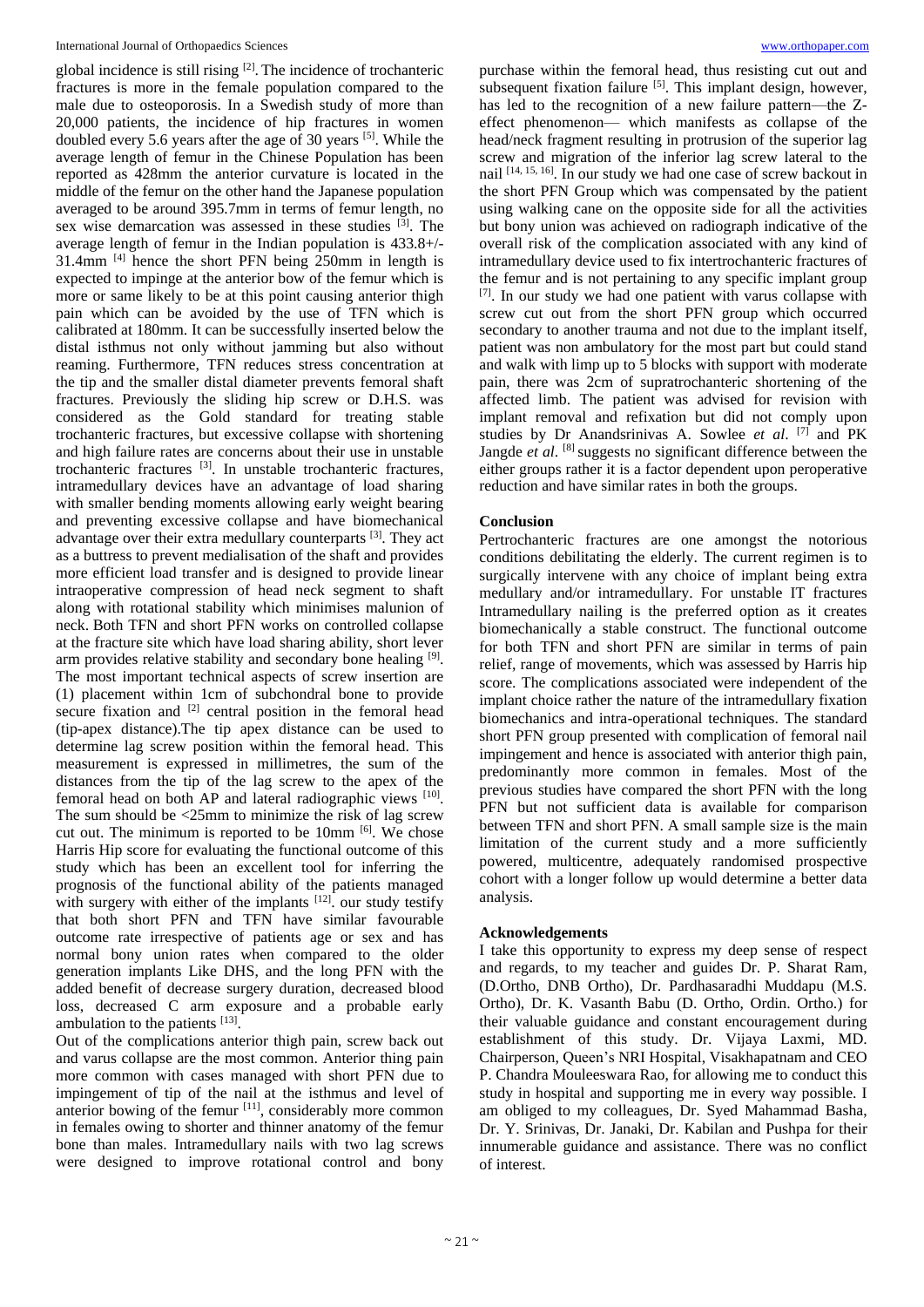global incidence is still rising [2]. The incidence of trochanteric fractures is more in the female population compared to the male due to osteoporosis. In a Swedish study of more than 20,000 patients, the incidence of hip fractures in women doubled every 5.6 years after the age of 30 years [5]. While the average length of femur in the Chinese Population has been reported as 428mm the anterior curvature is located in the middle of the femur on the other hand the Japanese population averaged to be around 395.7mm in terms of femur length, no sex wise demarcation was assessed in these studies [3]. The average length of femur in the Indian population is 433.8+/- 31.4mm [4] hence the short PFN being 250mm in length is expected to impinge at the anterior bow of the femur which is more or same likely to be at this point causing anterior thigh pain which can be avoided by the use of TFN which is calibrated at 180mm. It can be successfully inserted below the distal isthmus not only without jamming but also without reaming. Furthermore, TFN reduces stress concentration at the tip and the smaller distal diameter prevents femoral shaft fractures. Previously the sliding hip screw or D.H.S. was considered as the Gold standard for treating stable trochanteric fractures, but excessive collapse with shortening and high failure rates are concerns about their use in unstable trochanteric fractures [3]. In unstable trochanteric fractures, intramedullary devices have an advantage of load sharing with smaller bending moments allowing early weight bearing and preventing excessive collapse and have biomechanical advantage over their extra medullary counterparts [3]. They act as a buttress to prevent medialisation of the shaft and provides more efficient load transfer and is designed to provide linear intraoperative compression of head neck segment to shaft along with rotational stability which minimises malunion of neck. Both TFN and short PFN works on controlled collapse at the fracture site which have load sharing ability, short lever arm provides relative stability and secondary bone healing [9]. The most important technical aspects of screw insertion are (1) placement within 1cm of subchondral bone to provide secure fixation and [2] central position in the femoral head (tip-apex distance).The tip apex distance can be used to determine lag screw position within the femoral head. This measurement is expressed in millimetres, the sum of the distances from the tip of the lag screw to the apex of the femoral head on both AP and lateral radiographic views [10]. The sum should be <25mm to minimize the risk of lag screw cut out. The minimum is reported to be 10mm [6]. We chose Harris Hip score for evaluating the functional outcome of this study which has been an excellent tool for inferring the prognosis of the functional ability of the patients managed with surgery with either of the implants [12]. our study testify that both short PFN and TFN have similar favourable outcome rate irrespective of patients age or sex and has normal bony union rates when compared to the older generation implants Like DHS, and the long PFN with the added benefit of decrease surgery duration, decreased blood loss, decreased C arm exposure and a probable early ambulation to the patients [13].

Out of the complications anterior thigh pain, screw back out and varus collapse are the most common. Anterior thing pain more common with cases managed with short PFN due to impingement of tip of the nail at the isthmus and level of anterior bowing of the femur [11], considerably more common in females owing to shorter and thinner anatomy of the femur bone than males. Intramedullary nails with two lag screws were designed to improve rotational control and bony purchase within the femoral head, thus resisting cut out and subsequent fixation failure [5]. This implant design, however, has led to the recognition of a new failure pattern—the Z-effect phenomenon— which manifests as collapse of the head/neck fragment resulting in protrusion of the superior lag screw and migration of the inferior lag screw lateral to the nail [14, 15, 16]. In our study we had one case of screw backout in the short PFN Group which was compensated by the patient using walking cane on the opposite side for all the activities but bony union was achieved on radiograph indicative of the overall risk of the complication associated with any kind of intramedullary device used to fix intertrochanteric fractures of the femur and is not pertaining to any specific implant group [7]. In our study we had one patient with varus collapse with screw cut out from the short PFN group which occurred secondary to another trauma and not due to the implant itself, patient was non ambulatory for the most part but could stand and walk with limp up to 5 blocks with support with moderate pain, there was 2cm of supratrochanteric shortening of the affected limb. The patient was advised for revision with implant removal and refixation but did not comply upon studies by Dr Anandsrinivas A. Sowlee *et al*. [7] and PK Jangde *et al*. [8] suggests no significant difference between the either groups rather it is a factor dependent upon peroperative reduction and have similar rates in both the groups.

## Conclusion

Pertrochanteric fractures are one amongst the notorious conditions debilitating the elderly. The current regimen is to surgically intervene with any choice of implant being extra medullary and/or intramedullary. For unstable IT fractures Intramedullary nailing is the preferred option as it creates biomechanically a stable construct. The functional outcome for both TFN and short PFN are similar in terms of pain relief, range of movements, which was assessed by Harris hip score. The complications associated were independent of the implant choice rather the nature of the intramedullary fixation biomechanics and intra-operational techniques. The standard short PFN group presented with complication of femoral nail impingement and hence is associated with anterior thigh pain, predominantly more common in females. Most of the previous studies have compared the short PFN with the long PFN but not sufficient data is available for comparison between TFN and short PFN. A small sample size is the main limitation of the current study and a more sufficiently powered, multicentre, adequately randomised prospective cohort with a longer follow up would determine a better data analysis.

## Acknowledgements

I take this opportunity to express my deep sense of respect and regards, to my teacher and guides Dr. P. Sharat Ram, (D.Ortho, DNB Ortho), Dr. Pardhasaradhi Muddapu (M.S. Ortho), Dr. K. Vasanth Babu (D. Ortho, Ordin. Ortho.) for their valuable guidance and constant encouragement during establishment of this study. Dr. Vijaya Laxmi, MD. Chairperson, Queen's NRI Hospital, Visakhapatnam and CEO P. Chandra Mouleeswara Rao, for allowing me to conduct this study in hospital and supporting me in every way possible. I am obliged to my colleagues, Dr. Syed Mahammad Basha, Dr. Y. Srinivas, Dr. Janaki, Dr. Kabilan and Pushpa for their innumerable guidance and assistance. There was no conflict of interest.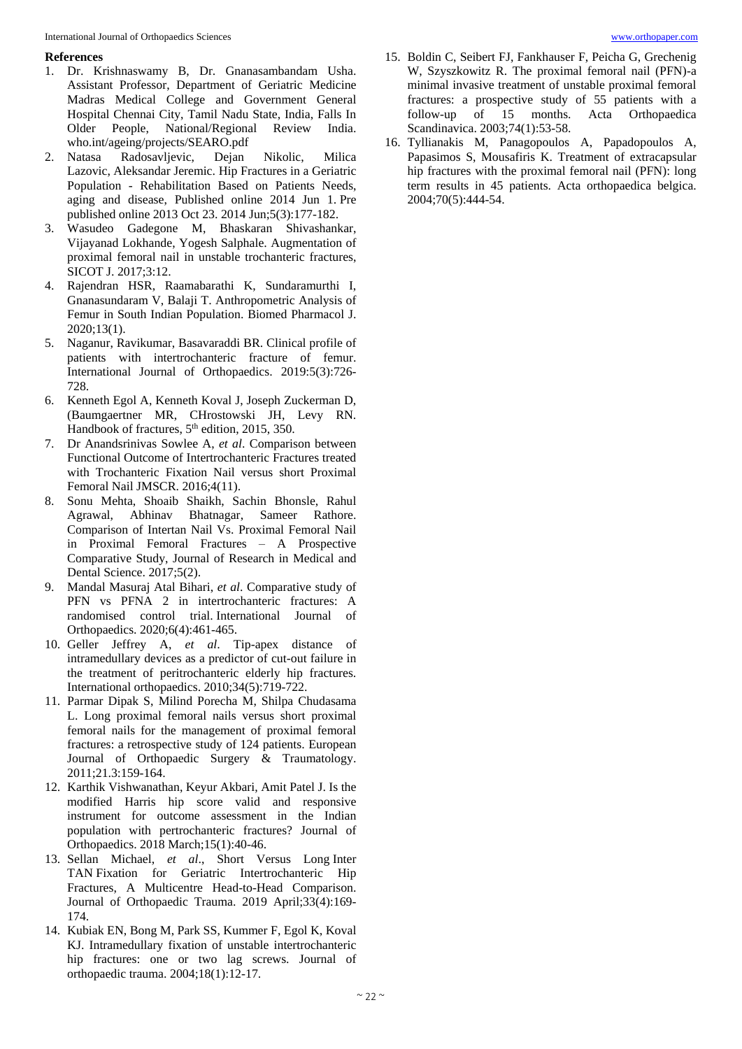## References

1. Dr. Krishnaswamy B, Dr. Gnanasambandam Usha. Assistant Professor, Department of Geriatric Medicine Madras Medical College and Government General Hospital Chennai City, Tamil Nadu State, India, Falls In Older People, National/Regional Review India. who.int/ageing/projects/SEARO.pdf
2. Natasa Radosavljevic, Dejan Nikolic, Milica Lazovic, Aleksandar Jeremic. Hip Fractures in a Geriatric Population - Rehabilitation Based on Patients Needs, aging and disease, Published online 2014 Jun 1. Pre published online 2013 Oct 23. 2014 Jun;5(3):177-182.
3. Wasudeo Gadegone M, Bhaskaran Shivashankar, Vijayanad Lokhande, Yogesh Salphale. Augmentation of proximal femoral nail in unstable trochanteric fractures, SICOT J. 2017;3:12.
4. Rajendran HSR, Raamabarathi K, Sundaramurthi I, Gnanasundaram V, Balaji T. Anthropometric Analysis of Femur in South Indian Population. Biomed Pharmacol J. 2020;13(1).
5. Naganur, Ravikumar, Basavaraddi BR. Clinical profile of patients with intertrochanteric fracture of femur. International Journal of Orthopaedics. 2019:5(3):726-728.
6. Kenneth Egol A, Kenneth Koval J, Joseph Zuckerman D, (Baumgaertner MR, CHrostowski JH, Levy RN. Handbook of fractures, 5th edition, 2015, 350.
7. Dr Anandsrinivas Sowlee A, *et al*. Comparison between Functional Outcome of Intertrochanteric Fractures treated with Trochanteric Fixation Nail versus short Proximal Femoral Nail JMSCR. 2016;4(11).
8. Sonu Mehta, Shoaib Shaikh, Sachin Bhonsle, Rahul Agrawal, Abhinav Bhatnagar, Sameer Rathore. Comparison of Intertan Nail Vs. Proximal Femoral Nail in Proximal Femoral Fractures – A Prospective Comparative Study, Journal of Research in Medical and Dental Science. 2017;5(2).
9. Mandal Masuraj Atal Bihari, *et al*. Comparative study of PFN vs PFNA 2 in intertrochanteric fractures: A randomised control trial. International Journal of Orthopaedics. 2020;6(4):461-465.
10. Geller Jeffrey A, *et al*. Tip-apex distance of intramedullary devices as a predictor of cut-out failure in the treatment of peritrochanteric elderly hip fractures. International orthopaedics. 2010;34(5):719-722.
11. Parmar Dipak S, Milind Porecha M, Shilpa Chudasama L. Long proximal femoral nails versus short proximal femoral nails for the management of proximal femoral fractures: a retrospective study of 124 patients. European Journal of Orthopaedic Surgery & Traumatology. 2011;21.3:159-164.
12. Karthik Vishwanathan, Keyur Akbari, Amit Patel J. Is the modified Harris hip score valid and responsive instrument for outcome assessment in the Indian population with pertrochanteric fractures? Journal of Orthopaedics. 2018 March;15(1):40-46.
13. Sellan Michael, *et al*., Short Versus Long Inter TAN Fixation for Geriatric Intertrochanteric Hip Fractures, A Multicentre Head-to-Head Comparison. Journal of Orthopaedic Trauma. 2019 April;33(4):169-174.
14. Kubiak EN, Bong M, Park SS, Kummer F, Egol K, Koval KJ. Intramedullary fixation of unstable intertrochanteric hip fractures: one or two lag screws. Journal of orthopaedic trauma. 2004;18(1):12-17.
15. Boldin C, Seibert FJ, Fankhauser F, Peicha G, Grechenig W, Szyszkowitz R. The proximal femoral nail (PFN)-a minimal invasive treatment of unstable proximal femoral fractures: a prospective study of 55 patients with a follow-up of 15 months. Acta Orthopaedica Scandinavica. 2003;74(1):53-58.
16. Tyllianakis M, Panagopoulos A, Papadopoulos A, Papasimos S, Mousafiris K. Treatment of extracapsular hip fractures with the proximal femoral nail (PFN): long term results in 45 patients. Acta orthopaedica belgica. 2004;70(5):444-54.